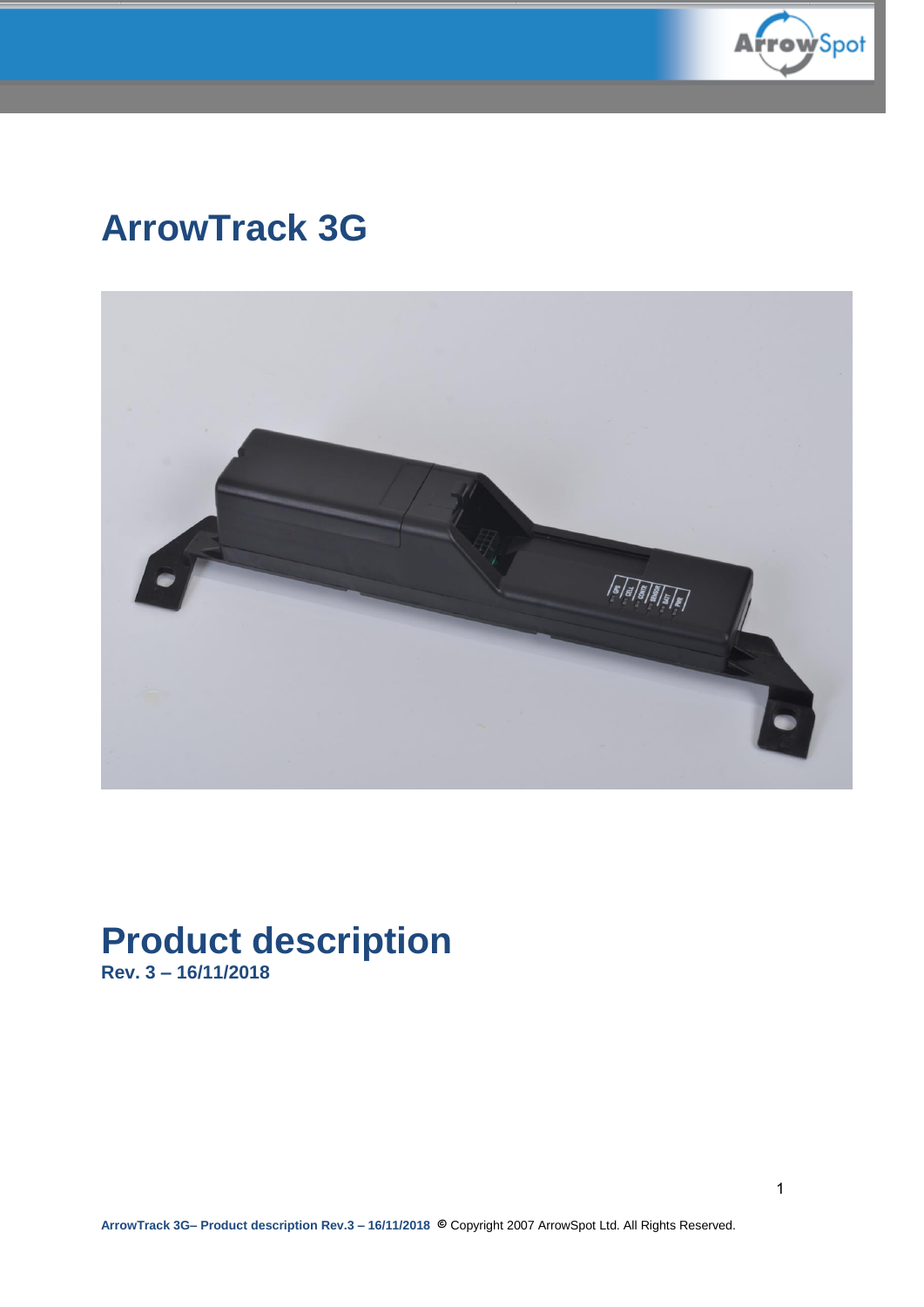# ArrowTrack 3G

# Product description

**Rev. 3 – 16/11/2018**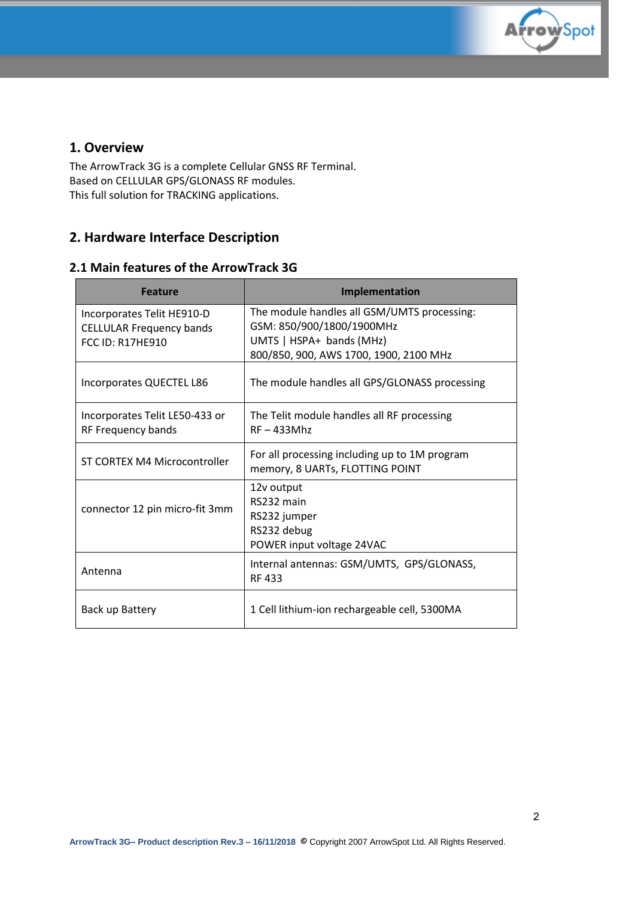## 1. Overview

The ArrowTrack 3G is a complete Cellular GNSS RF Terminal.
Based on CELLULAR GPS/GLONASS RF modules.
This full solution for TRACKING applications.

## 2. Hardware Interface Description

### 2.1 Main features of the ArrowTrack 3G

| Feature | Implementation |
|---|---|
| Incorporates Telit HE910-D<br>CELLULAR Frequency bands<br>FCC ID: R17HE910 | The module handles all GSM/UMTS processing:<br>GSM: 850/900/1800/1900MHz<br>UMTS \| HSPA+ bands (MHz)<br>800/850, 900, AWS 1700, 1900, 2100 MHz |
| Incorporates QUECTEL L86 | The module handles all GPS/GLONASS processing |
| Incorporates Telit LE50-433 or<br>RF Frequency bands | The Telit module handles all RF processing<br>RF – 433Mhz |
| ST CORTEX M4 Microcontroller | For all processing including up to 1M program memory, 8 UARTs, FLOTTING POINT |
| connector 12 pin micro-fit 3mm | 12v output<br>RS232 main<br>RS232 jumper<br>RS232 debug<br>POWER input voltage 24VAC |
| Antenna | Internal antennas: GSM/UMTS, GPS/GLONASS, RF 433 |
| Back up Battery | 1 Cell lithium-ion rechargeable cell, 5300MA |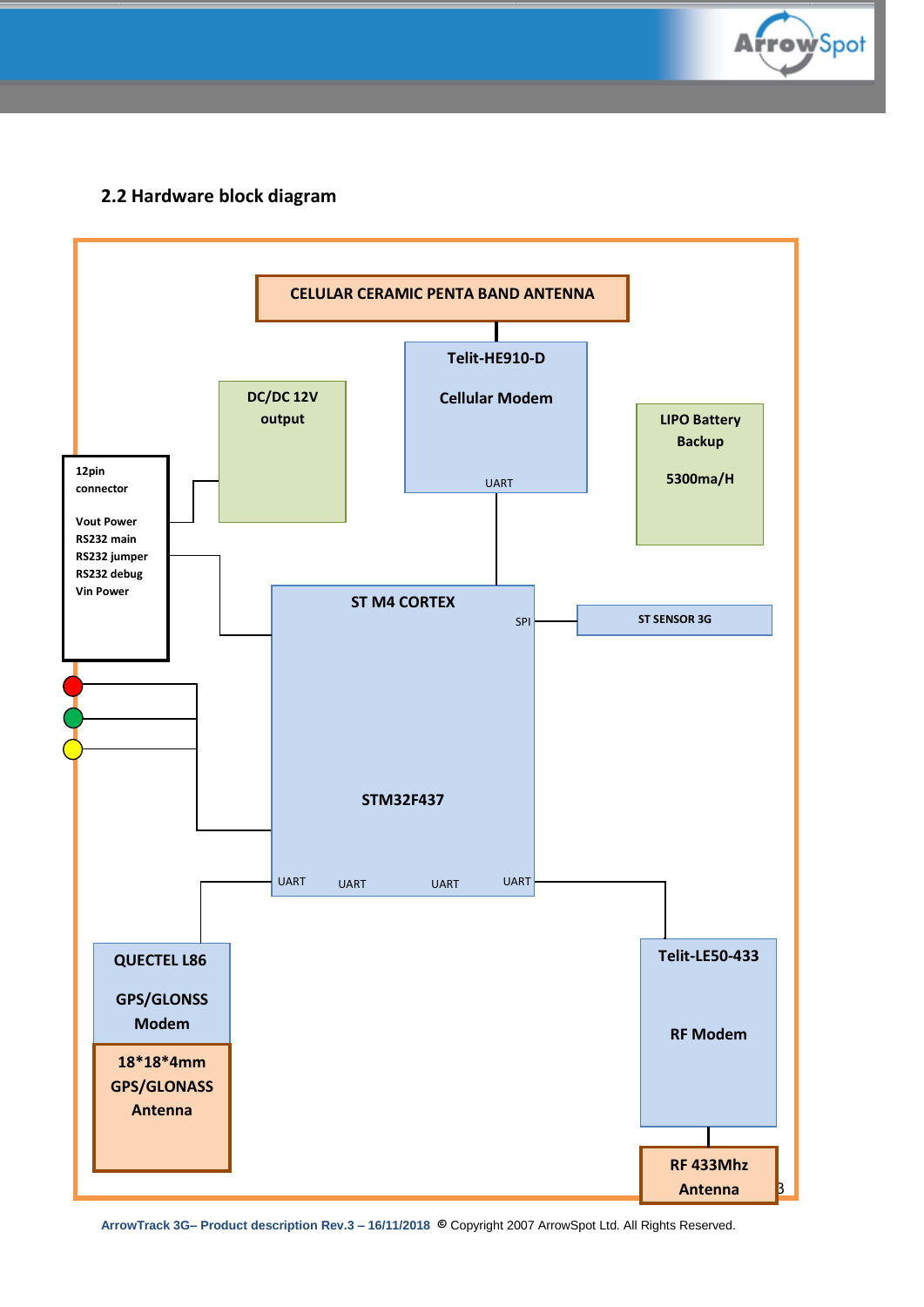## 2.2 Hardware block diagram

CELULAR CERAMIC PENTA BAND ANTENNA

Telit-HE910-D

Cellular Modem

UART

DC/DC 12V output

LIPO Battery Backup

5300ma/H

12pin connector

Vout Power
RS232 main
RS232 jumper
RS232 debug
Vin Power

ST M4 CORTEX

SPI

ST SENSOR 3G

STM32F437

UART UART UART UART

QUECTEL L86

GPS/GLONSS Modem

18*18*4mm GPS/GLONASS Antenna

Telit-LE50-433

RF Modem

RF 433Mhz Antenna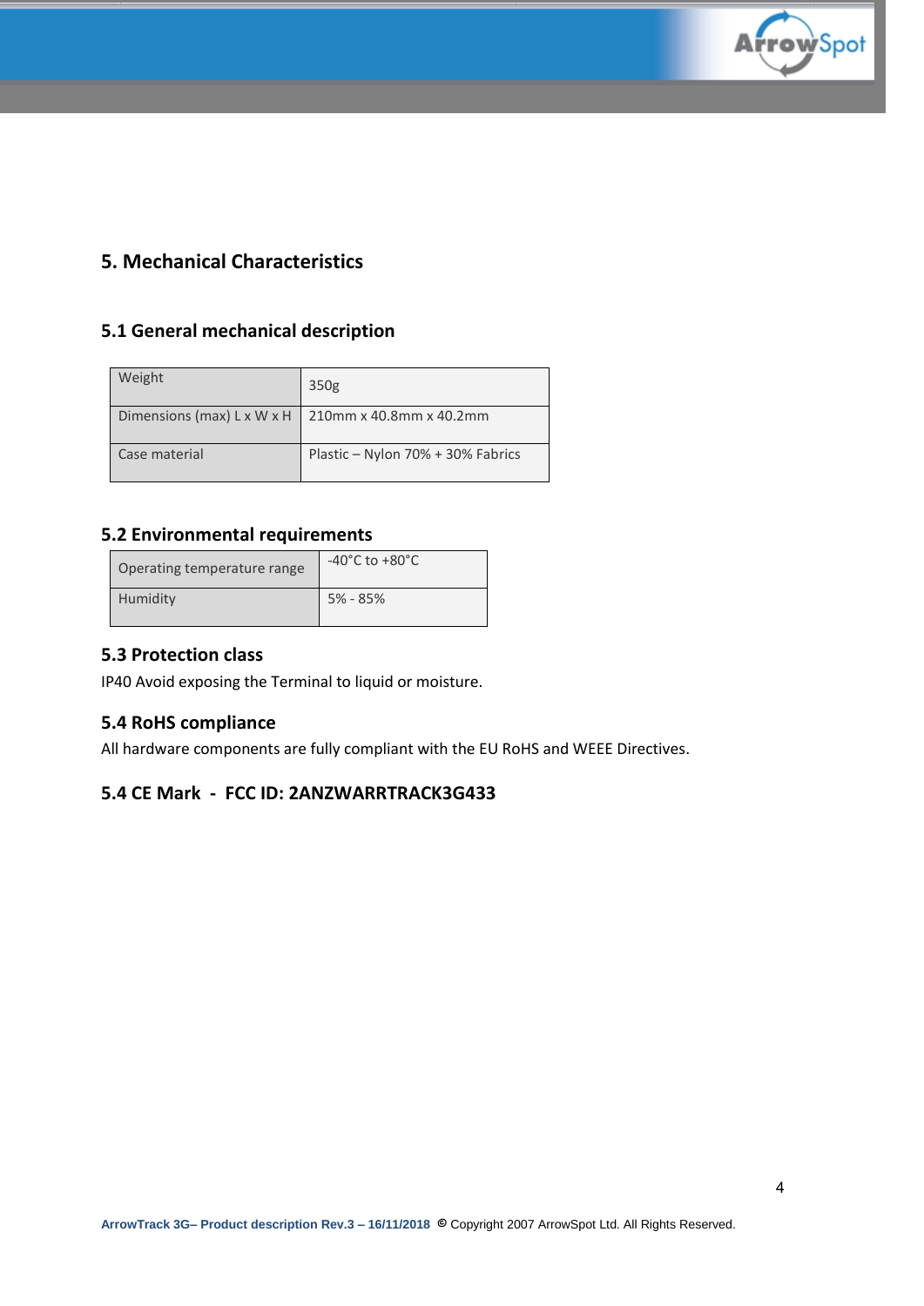## 5. Mechanical Characteristics

### 5.1 General mechanical description

| | |
|---|---|
| Weight | 350g |
| Dimensions (max) L x W x H | 210mm x 40.8mm x 40.2mm |
| Case material | Plastic – Nylon 70% + 30% Fabrics |

### 5.2 Environmental requirements

| | |
|---|---|
| Operating temperature range | -40°C to +80°C |
| Humidity | 5% - 85% |

### 5.3 Protection class

IP40 Avoid exposing the Terminal to liquid or moisture.

### 5.4 RoHS compliance

All hardware components are fully compliant with the EU RoHS and WEEE Directives.

### 5.4 CE Mark - FCC ID: 2ANZWARRTRACK3G433